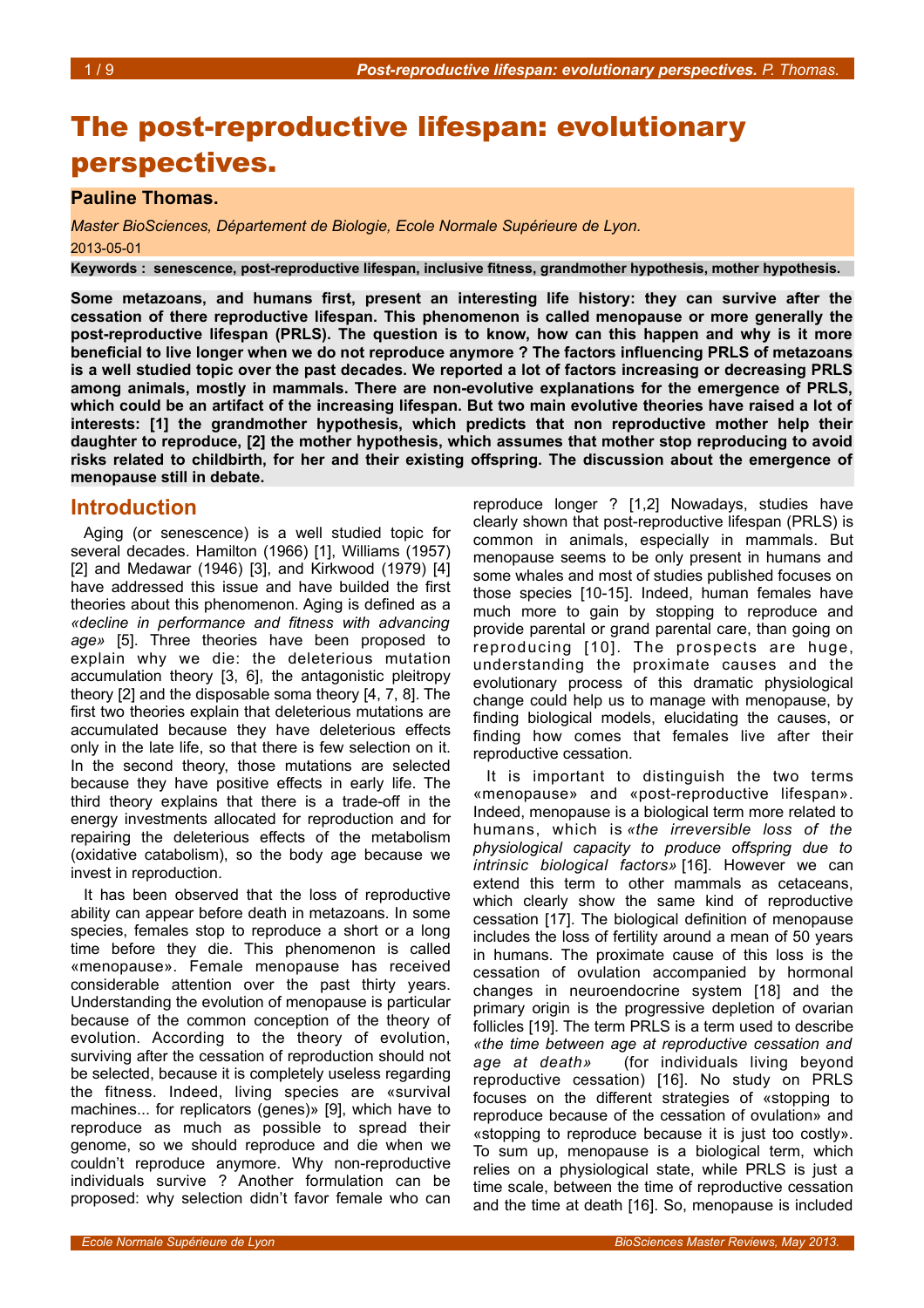# The post-reproductive lifespan: evolutionary perspectives.

**Pauline Thomas.**

*Master BioSciences, Département de Biologie, Ecole Normale Supérieure de Lyon.*

2013-05-01

**Keywords : senescence, post-reproductive lifespan, inclusive fitness, grandmother hypothesis, mother hypothesis.**

**Some metazoans, and humans first, present an interesting life history: they can survive after the cessation of there reproductive lifespan. This phenomenon is called menopause or more generally the post-reproductive lifespan (PRLS). The question is to know, how can this happen and why is it more beneficial to live longer when we do not reproduce anymore ? The factors influencing PRLS of metazoans is a well studied topic over the past decades. We reported a lot of factors increasing or decreasing PRLS among animals, mostly in mammals. There are non-evolutive explanations for the emergence of PRLS, which could be an artifact of the increasing lifespan. But two main evolutive theories have raised a lot of interests: [1] the grandmother hypothesis, which predicts that non reproductive mother help their daughter to reproduce, [2] the mother hypothesis, which assumes that mother stop reproducing to avoid risks related to childbirth, for her and their existing offspring. The discussion about the emergence of menopause still in debate.**

## Introduction

Aging (or senescence) is a well studied topic for several decades. Hamilton (1966) [1], Williams (1957) [2] and Medawar (1946) [3], and Kirkwood (1979) [4] have addressed this issue and have builded the first theories about this phenomenon. Aging is defined as a *«decline in performance and fitness with advancing age»* [5]. Three theories have been proposed to explain why we die: the deleterious mutation accumulation theory [3, 6], the antagonistic pleitropy theory [2] and the disposable soma theory [4, 7, 8]. The first two theories explain that deleterious mutations are accumulated because they have deleterious effects only in the late life, so that there is few selection on it. In the second theory, those mutations are selected because they have positive effects in early life. The third theory explains that there is a trade-off in the energy investments allocated for reproduction and for repairing the deleterious effects of the metabolism (oxidative catabolism), so the body age because we invest in reproduction.

It has been observed that the loss of reproductive ability can appear before death in metazoans. In some species, females stop to reproduce a short or a long time before they die. This phenomenon is called «menopause». Female menopause has received considerable attention over the past thirty years. Understanding the evolution of menopause is particular because of the common conception of the theory of evolution. According to the theory of evolution, surviving after the cessation of reproduction should not be selected, because it is completely useless regarding the fitness. Indeed, living species are «survival machines... for replicators (genes)» [9], which have to reproduce as much as possible to spread their genome, so we should reproduce and die when we couldn't reproduce anymore. Why non-reproductive individuals survive ? Another formulation can be proposed: why selection didn't favor female who can reproduce longer ? [1,2] Nowadays, studies have clearly shown that post-reproductive lifespan (PRLS) is common in animals, especially in mammals. But menopause seems to be only present in humans and some whales and most of studies published focuses on those species [10-15]. Indeed, human females have much more to gain by stopping to reproduce and provide parental or grand parental care, than going on reproducing [10]. The prospects are huge, understanding the proximate causes and the evolutionary process of this dramatic physiological change could help us to manage with menopause, by finding biological models, elucidating the causes, or finding how comes that females live after their reproductive cessation.

It is important to distinguish the two terms «menopause» and «post-reproductive lifespan». Indeed, menopause is a biological term more related to humans, which is *«the irreversible loss of the physiological capacity to produce offspring due to intrinsic biological factors»* [16]. However we can extend this term to other mammals as cetaceans, which clearly show the same kind of reproductive cessation [17]. The biological definition of menopause includes the loss of fertility around a mean of 50 years in humans. The proximate cause of this loss is the cessation of ovulation accompanied by hormonal changes in neuroendocrine system [18] and the primary origin is the progressive depletion of ovarian follicles [19]. The term PRLS is a term used to describe *«the time between age at reproductive cessation and age at death»* (for individuals living beyond reproductive cessation) [16]. No study on PRLS focuses on the different strategies of «stopping to reproduce because of the cessation of ovulation» and «stopping to reproduce because it is just too costly». To sum up, menopause is a biological term, which relies on a physiological state, while PRLS is just a time scale, between the time of reproductive cessation and the time at death [16]. So, menopause is included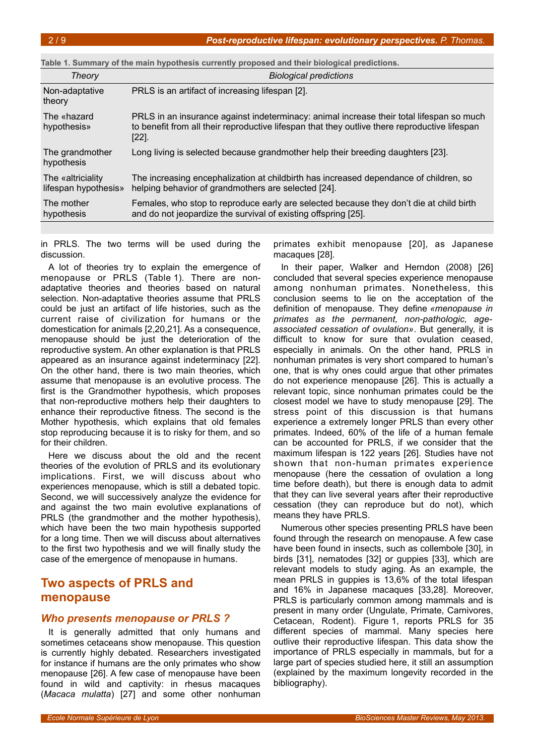**Table 1. Summary of the main hypothesis currently proposed and their biological predictions.**

| Theory | Biological predictions |
| --- | --- |
| Non-adaptative theory | PRLS is an artifact of increasing lifespan [2]. |
| The «hazard hypothesis» | PRLS in an insurance against indeterminacy: animal increase their total lifespan so much to benefit from all their reproductive lifespan that they outlive there reproductive lifespan [22]. |
| The grandmother hypothesis | Long living is selected because grandmother help their breeding daughters [23]. |
| The «altriciality lifespan hypothesis» | The increasing encephalization at childbirth has increased dependance of children, so helping behavior of grandmothers are selected [24]. |
| The mother hypothesis | Females, who stop to reproduce early are selected because they don't die at child birth and do not jeopardize the survival of existing offspring [25]. |

in PRLS. The two terms will be used during the discussion.

A lot of theories try to explain the emergence of menopause or PRLS (Table 1). There are non-adaptative theories and theories based on natural selection. Non-adaptative theories assume that PRLS could be just an artifact of life histories, such as the current raise of civilization for humans or the domestication for animals [2,20,21]. As a consequence, menopause should be just the deterioration of the reproductive system. An other explanation is that PRLS appeared as an insurance against indeterminacy [22]. On the other hand, there is two main theories, which assume that menopause is an evolutive process. The first is the Grandmother hypothesis, which proposes that non-reproductive mothers help their daughters to enhance their reproductive fitness. The second is the Mother hypothesis, which explains that old females stop reproducing because it is to risky for them, and so for their children.

Here we discuss about the old and the recent theories of the evolution of PRLS and its evolutionary implications. First, we will discuss about who experiences menopause, which is still a debated topic. Second, we will successively analyze the evidence for and against the two main evolutive explanations of PRLS (the grandmother and the mother hypothesis), which have been the two main hypothesis supported for a long time. Then we will discuss about alternatives to the first two hypothesis and we will finally study the case of the emergence of menopause in humans.

## Two aspects of PRLS and menopause

### *Who presents menopause or PRLS ?*

It is generally admitted that only humans and sometimes cetaceans show menopause. This question is currently highly debated. Researchers investigated for instance if humans are the only primates who show menopause [26]. A few case of menopause have been found in wild and captivity: in rhesus macaques (*Macaca mulatta*) [27] and some other nonhuman primates exhibit menopause [20], as Japanese macaques [28].

In their paper, Walker and Herndon (2008) [26] concluded that several species experience menopause among nonhuman primates. Nonetheless, this conclusion seems to lie on the acceptation of the definition of menopause. They define *«menopause in primates as the permanent, non-pathologic, age-associated cessation of ovulation»*. But generally, it is difficult to know for sure that ovulation ceased, especially in animals. On the other hand, PRLS in nonhuman primates is very short compared to human's one, that is why ones could argue that other primates do not experience menopause [26]. This is actually a relevant topic, since nonhuman primates could be the closest model we have to study menopause [29]. The stress point of this discussion is that humans experience a extremely longer PRLS than every other primates. Indeed, 60% of the life of a human female can be accounted for PRLS, if we consider that the maximum lifespan is 122 years [26]. Studies have not shown that non-human primates experience menopause (here the cessation of ovulation a long time before death), but there is enough data to admit that they can live several years after their reproductive cessation (they can reproduce but do not), which means they have PRLS.

Numerous other species presenting PRLS have been found through the research on menopause. A few case have been found in insects, such as collembole [30], in birds [31], nematodes [32] or guppies [33], which are relevant models to study aging. As an example, the mean PRLS in guppies is 13,6% of the total lifespan and 16% in Japanese macaques [33,28]. Moreover, PRLS is particularly common among mammals and is present in many order (Ungulate, Primate, Carnivores, Cetacean, Rodent). Figure 1, reports PRLS for 35 different species of mammal. Many species here outlive their reproductive lifespan. This data show the importance of PRLS especially in mammals, but for a large part of species studied here, it still an assumption (explained by the maximum longevity recorded in the bibliography).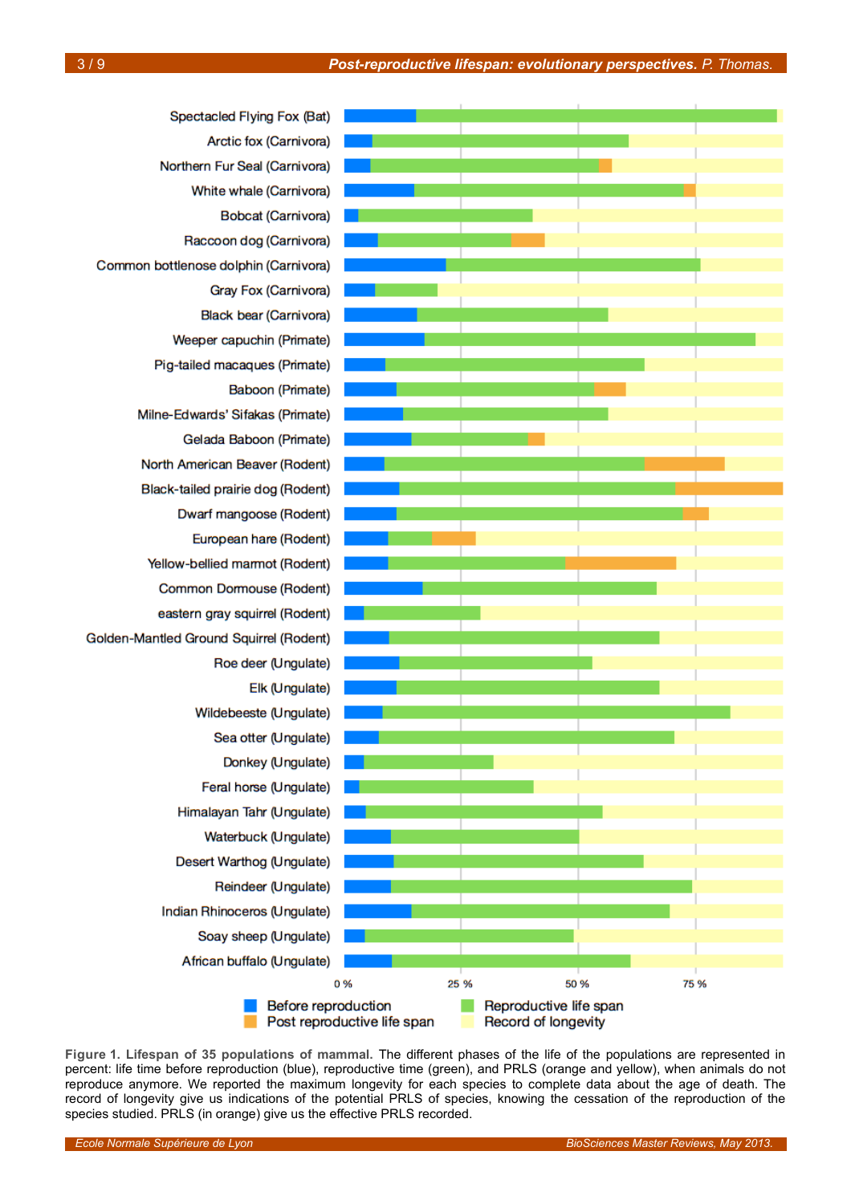**Figure 1. Lifespan of 35 populations of mammal.** The different phases of the life of the populations are represented in percent: life time before reproduction (blue), reproductive time (green), and PRLS (orange and yellow), when animals do not reproduce anymore. We reported the maximum longevity for each species to complete data about the age of death. The record of longevity give us indications of the potential PRLS of species, knowing the cessation of the reproduction of the species studied. PRLS (in orange) give us the effective PRLS recorded.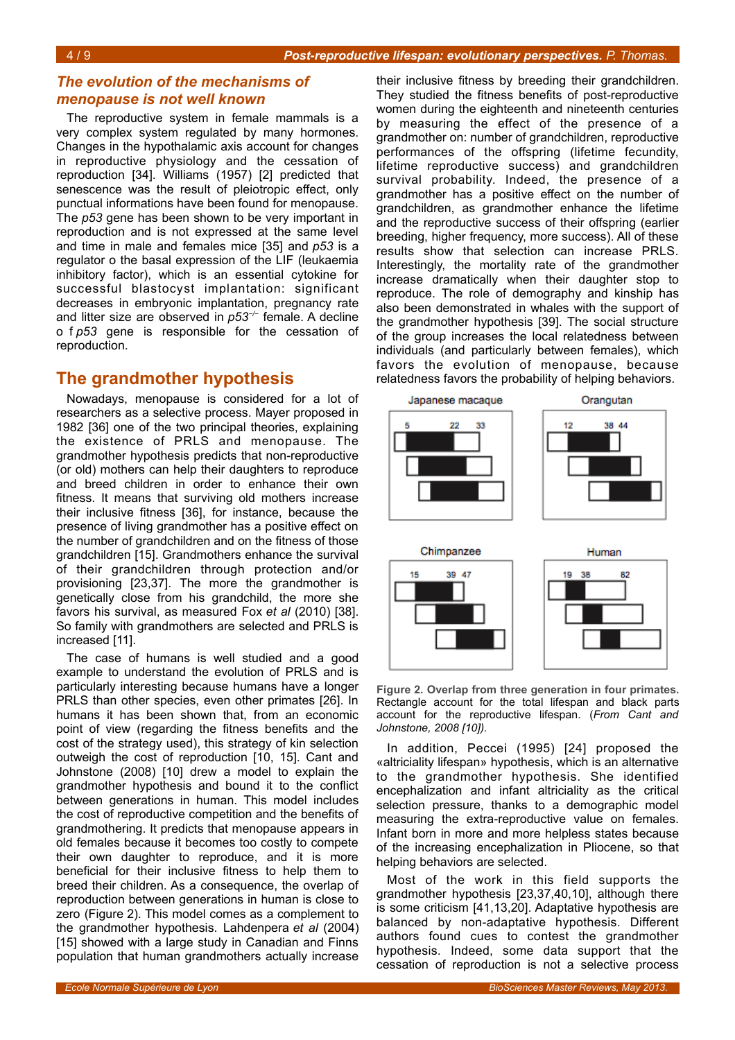### *The evolution of the mechanisms of menopause is not well known*

The reproductive system in female mammals is a very complex system regulated by many hormones. Changes in the hypothalamic axis account for changes in reproductive physiology and the cessation of reproduction [34]. Williams (1957) [2] predicted that senescence was the result of pleiotropic effect, only punctual informations have been found for menopause. The *p53* gene has been shown to be very important in reproduction and is not expressed at the same level and time in male and females mice [35] and *p53* is a regulator o the basal expression of the LIF (leukaemia inhibitory factor), which is an essential cytokine for successful blastocyst implantation: significant decreases in embryonic implantation, pregnancy rate and litter size are observed in $p53^{-/-}$ female. A decline o f *p53* gene is responsible for the cessation of reproduction.

## The grandmother hypothesis

Nowadays, menopause is considered for a lot of researchers as a selective process. Mayer proposed in 1982 [36] one of the two principal theories, explaining the existence of PRLS and menopause. The grandmother hypothesis predicts that non-reproductive (or old) mothers can help their daughters to reproduce and breed children in order to enhance their own fitness. It means that surviving old mothers increase their inclusive fitness [36], for instance, because the presence of living grandmother has a positive effect on the number of grandchildren and on the fitness of those grandchildren [15]. Grandmothers enhance the survival of their grandchildren through protection and/or provisioning [23,37]. The more the grandmother is genetically close from his grandchild, the more she favors his survival, as measured Fox *et al* (2010) [38]. So family with grandmothers are selected and PRLS is increased [11].

The case of humans is well studied and a good example to understand the evolution of PRLS and is particularly interesting because humans have a longer PRLS than other species, even other primates [26]. In humans it has been shown that, from an economic point of view (regarding the fitness benefits and the cost of the strategy used), this strategy of kin selection outweigh the cost of reproduction [10, 15]. Cant and Johnstone (2008) [10] drew a model to explain the grandmother hypothesis and bound it to the conflict between generations in human. This model includes the cost of reproductive competition and the benefits of grandmothering. It predicts that menopause appears in old females because it becomes too costly to compete their own daughter to reproduce, and it is more beneficial for their inclusive fitness to help them to breed their children. As a consequence, the overlap of reproduction between generations in human is close to zero (Figure 2). This model comes as a complement to the grandmother hypothesis. Lahdenpera *et al* (2004) [15] showed with a large study in Canadian and Finns population that human grandmothers actually increase their inclusive fitness by breeding their grandchildren. They studied the fitness benefits of post-reproductive women during the eighteenth and nineteenth centuries by measuring the effect of the presence of a grandmother on: number of grandchildren, reproductive performances of the offspring (lifetime fecundity, lifetime reproductive success) and grandchildren survival probability. Indeed, the presence of a grandmother has a positive effect on the number of grandchildren, as grandmother enhance the lifetime and the reproductive success of their offspring (earlier breeding, higher frequency, more success). All of these results show that selection can increase PRLS. Interestingly, the mortality rate of the grandmother increase dramatically when their daughter stop to reproduce. The role of demography and kinship has also been demonstrated in whales with the support of the grandmother hypothesis [39]. The social structure of the group increases the local relatedness between individuals (and particularly between females), which favors the evolution of menopause, because relatedness favors the probability of helping behaviors.

**Figure 2. Overlap from three generation in four primates.** Rectangle account for the total lifespan and black parts account for the reproductive lifespan. *(From Cant and Johnstone, 2008 [10]).*

In addition, Peccei (1995) [24] proposed the «altriciality lifespan» hypothesis, which is an alternative to the grandmother hypothesis. She identified encephalization and infant altriciality as the critical selection pressure, thanks to a demographic model measuring the extra-reproductive value on females. Infant born in more and more helpless states because of the increasing encephalization in Pliocene, so that helping behaviors are selected.

Most of the work in this field supports the grandmother hypothesis [23,37,40,10], although there is some criticism [41,13,20]. Adaptative hypothesis are balanced by non-adaptative hypothesis. Different authors found cues to contest the grandmother hypothesis. Indeed, some data support that the cessation of reproduction is not a selective process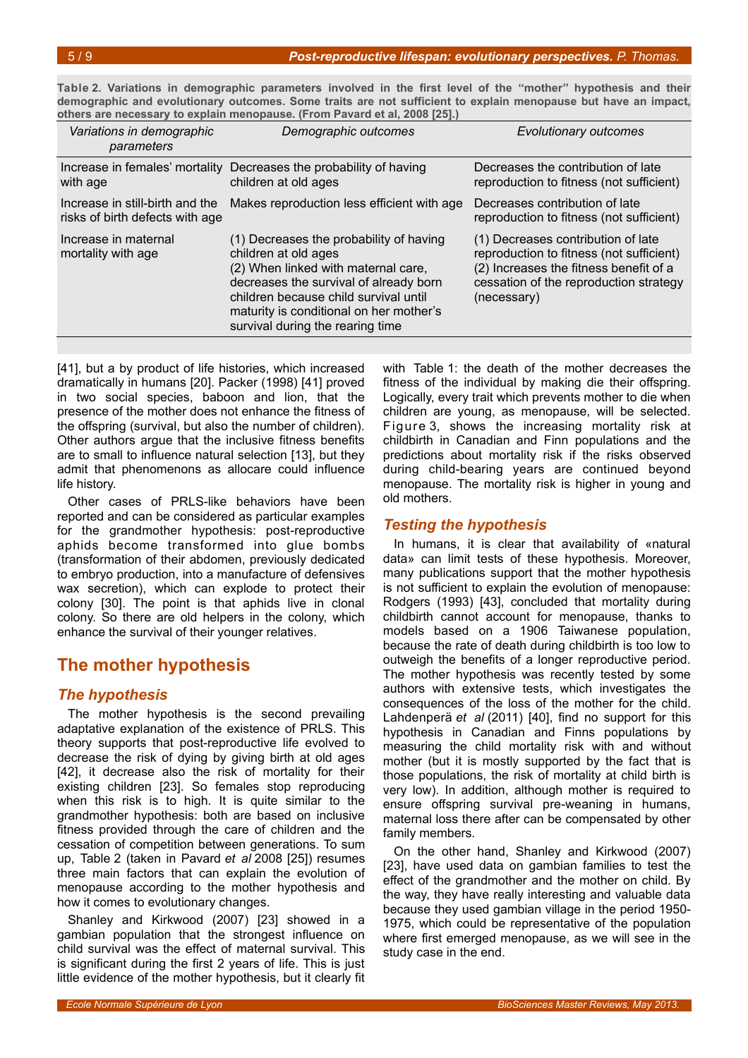**Table 2. Variations in demographic parameters involved in the first level of the "mother" hypothesis and their demographic and evolutionary outcomes. Some traits are not sufficient to explain menopause but have an impact, others are necessary to explain menopause. (From Pavard et al, 2008 [25].)**

| *Variations in demographic parameters* | *Demographic outcomes* | *Evolutionary outcomes* |
|---|---|---|
| Increase in females' mortality with age | Decreases the probability of having children at old ages | Decreases the contribution of late reproduction to fitness (not sufficient) |
| Increase in still-birth and the risks of birth defects with age | Makes reproduction less efficient with age | Decreases contribution of late reproduction to fitness (not sufficient) |
| Increase in maternal mortality with age | (1) Decreases the probability of having children at old ages (2) When linked with maternal care, decreases the survival of already born children because child survival until maturity is conditional on her mother's survival during the rearing time | (1) Decreases contribution of late reproduction to fitness (not sufficient) (2) Increases the fitness benefit of a cessation of the reproduction strategy (necessary) |

[41], but a by product of life histories, which increased dramatically in humans [20]. Packer (1998) [41] proved in two social species, baboon and lion, that the presence of the mother does not enhance the fitness of the offspring (survival, but also the number of children). Other authors argue that the inclusive fitness benefits are to small to influence natural selection [13], but they admit that phenomenons as allocare could influence life history.

Other cases of PRLS-like behaviors have been reported and can be considered as particular examples for the grandmother hypothesis: post-reproductive aphids become transformed into glue bombs (transformation of their abdomen, previously dedicated to embryo production, into a manufacture of defensives wax secretion), which can explode to protect their colony [30]. The point is that aphids live in clonal colony. So there are old helpers in the colony, which enhance the survival of their younger relatives.

## The mother hypothesis

### *The hypothesis*

The mother hypothesis is the second prevailing adaptative explanation of the existence of PRLS. This theory supports that post-reproductive life evolved to decrease the risk of dying by giving birth at old ages [42], it decrease also the risk of mortality for their existing children [23]. So females stop reproducing when this risk is to high. It is quite similar to the grandmother hypothesis: both are based on inclusive fitness provided through the care of children and the cessation of competition between generations. To sum up, Table 2 (taken in Pavard *et al* 2008 [25]) resumes three main factors that can explain the evolution of menopause according to the mother hypothesis and how it comes to evolutionary changes.

Shanley and Kirkwood (2007) [23] showed in a gambian population that the strongest influence on child survival was the effect of maternal survival. This is significant during the first 2 years of life. This is just little evidence of the mother hypothesis, but it clearly fit with Table 1: the death of the mother decreases the fitness of the individual by making die their offspring. Logically, every trait which prevents mother to die when children are young, as menopause, will be selected. Figure 3, shows the increasing mortality risk at childbirth in Canadian and Finn populations and the predictions about mortality risk if the risks observed during child-bearing years are continued beyond menopause. The mortality risk is higher in young and old mothers.

### *Testing the hypothesis*

In humans, it is clear that availability of «natural data» can limit tests of these hypothesis. Moreover, many publications support that the mother hypothesis is not sufficient to explain the evolution of menopause: Rodgers (1993) [43], concluded that mortality during childbirth cannot account for menopause, thanks to models based on a 1906 Taiwanese population, because the rate of death during childbirth is too low to outweigh the benefits of a longer reproductive period. The mother hypothesis was recently tested by some authors with extensive tests, which investigates the consequences of the loss of the mother for the child. Lahdenperä *et al* (2011) [40], find no support for this hypothesis in Canadian and Finns populations by measuring the child mortality risk with and without mother (but it is mostly supported by the fact that is those populations, the risk of mortality at child birth is very low). In addition, although mother is required to ensure offspring survival pre-weaning in humans, maternal loss there after can be compensated by other family members.

On the other hand, Shanley and Kirkwood (2007) [23], have used data on gambian families to test the effect of the grandmother and the mother on child. By the way, they have really interesting and valuable data because they used gambian village in the period 1950-1975, which could be representative of the population where first emerged menopause, as we will see in the study case in the end.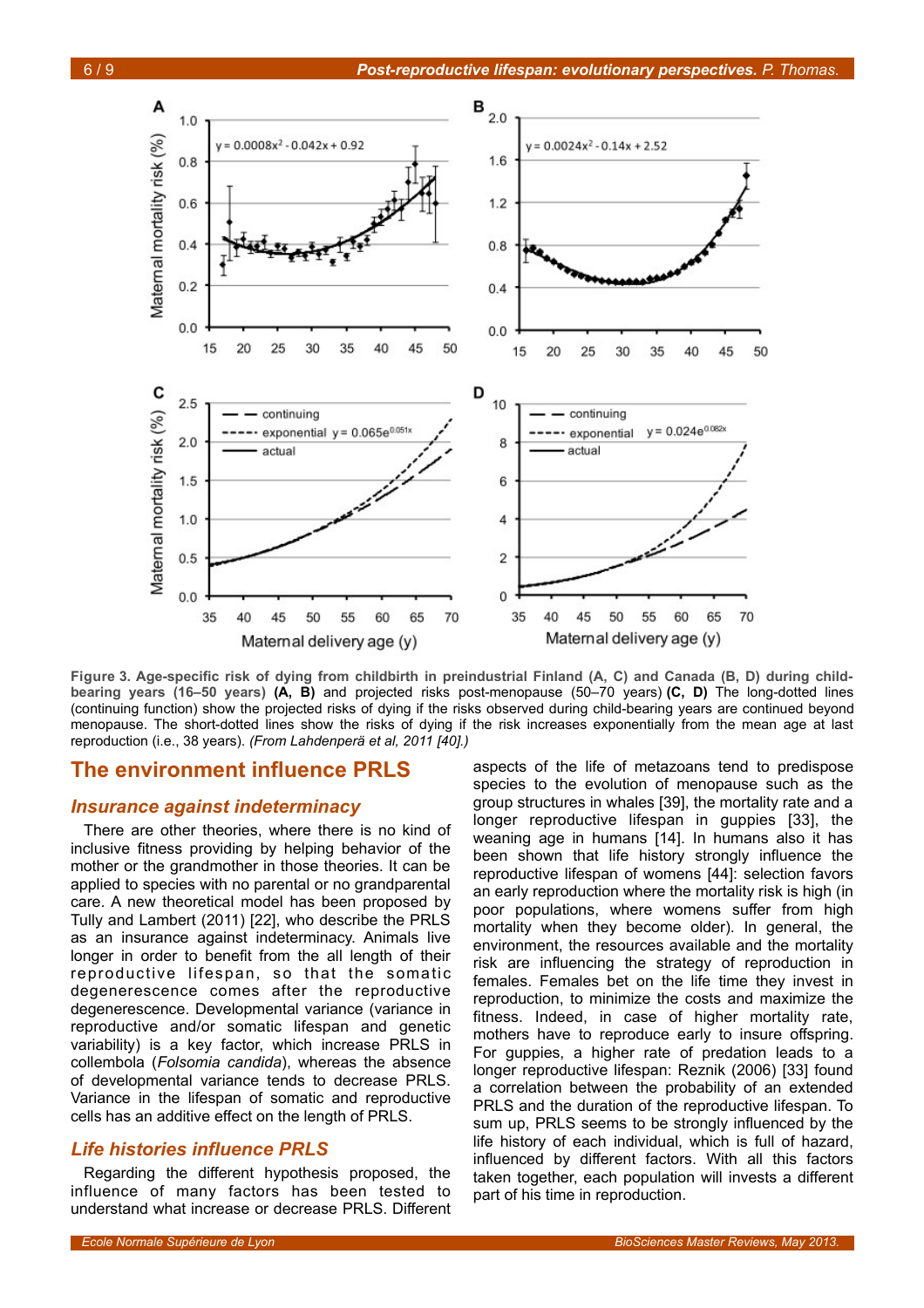**Figure 3. Age-specific risk of dying from childbirth in preindustrial Finland (A, C) and Canada (B, D) during child-bearing years (16–50 years) (A, B)** and projected risks post-menopause (50–70 years) **(C, D)** The long-dotted lines (continuing function) show the projected risks of dying if the risks observed during child-bearing years are continued beyond menopause. The short-dotted lines show the risks of dying if the risk increases exponentially from the mean age at last reproduction (i.e., 38 years). *(From Lahdenperä et al, 2011 [40].)*

## The environment influence PRLS

### *Insurance against indeterminacy*

There are other theories, where there is no kind of inclusive fitness providing by helping behavior of the mother or the grandmother in those theories. It can be applied to species with no parental or no grandparental care. A new theoretical model has been proposed by Tully and Lambert (2011) [22], who describe the PRLS as an insurance against indeterminacy. Animals live longer in order to benefit from the all length of their reproductive lifespan, so that the somatic degenerescence comes after the reproductive degenerescence. Developmental variance (variance in reproductive and/or somatic lifespan and genetic variability) is a key factor, which increase PRLS in collembola (*Folsomia candida*), whereas the absence of developmental variance tends to decrease PRLS. Variance in the lifespan of somatic and reproductive cells has an additive effect on the length of PRLS.

### *Life histories influence PRLS*

Regarding the different hypothesis proposed, the influence of many factors has been tested to understand what increase or decrease PRLS. Different aspects of the life of metazoans tend to predispose species to the evolution of menopause such as the group structures in whales [39], the mortality rate and a longer reproductive lifespan in guppies [33], the weaning age in humans [14]. In humans also it has been shown that life history strongly influence the reproductive lifespan of womens [44]: selection favors an early reproduction where the mortality risk is high (in poor populations, where womens suffer from high mortality when they become older). In general, the environment, the resources available and the mortality risk are influencing the strategy of reproduction in females. Females bet on the life time they invest in reproduction, to minimize the costs and maximize the fitness. Indeed, in case of higher mortality rate, mothers have to reproduce early to insure offspring. For guppies, a higher rate of predation leads to a longer reproductive lifespan: Reznik (2006) [33] found a correlation between the probability of an extended PRLS and the duration of the reproductive lifespan. To sum up, PRLS seems to be strongly influenced by the life history of each individual, which is full of hazard, influenced by different factors. With all this factors taken together, each population will invests a different part of his time in reproduction.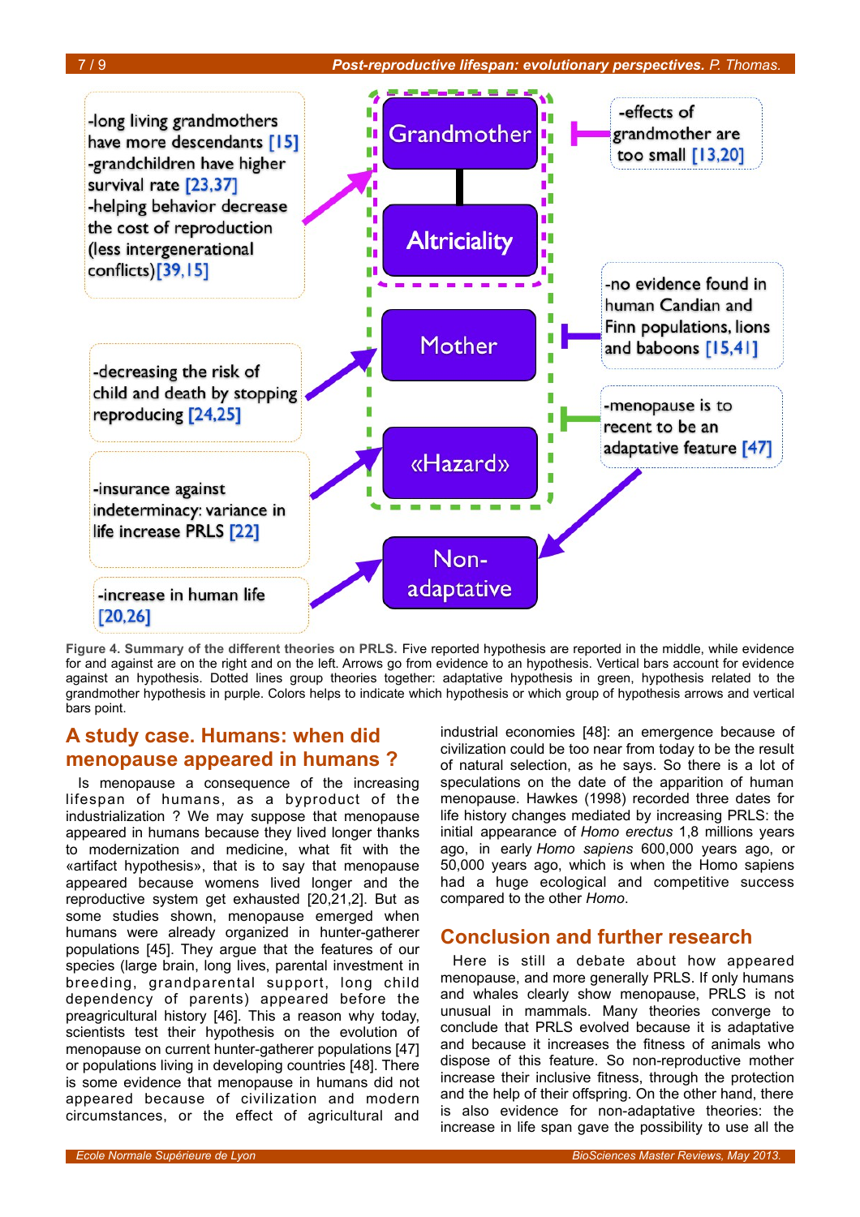-long living grandmothers have more descendants [15]
-grandchildren have higher survival rate [23,37]
-helping behavior decrease the cost of reproduction (less intergenerational conflicts)[39,15]

-decreasing the risk of child and death by stopping reproducing [24,25]

-insurance against indeterminacy: variance in life increase PRLS [22]

-increase in human life [20,26]

Grandmother

Altriciality

Mother

«Hazard»

Non-adaptative

-effects of grandmother are too small [13,20]

-no evidence found in human Candian and Finn populations, lions and baboons [15,41]

-menopause is to recent to be an adaptative feature [47]

**Figure 4. Summary of the different theories on PRLS.** Five reported hypothesis are reported in the middle, while evidence for and against are on the right and on the left. Arrows go from evidence to an hypothesis. Vertical bars account for evidence against an hypothesis. Dotted lines group theories together: adaptative hypothesis in green, hypothesis related to the grandmother hypothesis in purple. Colors helps to indicate which hypothesis or which group of hypothesis arrows and vertical bars point.

## A study case. Humans: when did menopause appeared in humans ?

Is menopause a consequence of the increasing lifespan of humans, as a byproduct of the industrialization ? We may suppose that menopause appeared in humans because they lived longer thanks to modernization and medicine, what fit with the «artifact hypothesis», that is to say that menopause appeared because womens lived longer and the reproductive system get exhausted [20,21,2]. But as some studies shown, menopause emerged when humans were already organized in hunter-gatherer populations [45]. They argue that the features of our species (large brain, long lives, parental investment in breeding, grandparental support, long child dependency of parents) appeared before the preagricultural history [46]. This a reason why today, scientists test their hypothesis on the evolution of menopause on current hunter-gatherer populations [47] or populations living in developing countries [48]. There is some evidence that menopause in humans did not appeared because of civilization and modern circumstances, or the effect of agricultural and industrial economies [48]: an emergence because of civilization could be too near from today to be the result of natural selection, as he says. So there is a lot of speculations on the date of the apparition of human menopause. Hawkes (1998) recorded three dates for life history changes mediated by increasing PRLS: the initial appearance of *Homo erectus* 1,8 millions years ago, in early *Homo sapiens* 600,000 years ago, or 50,000 years ago, which is when the Homo sapiens had a huge ecological and competitive success compared to the other *Homo*.

## Conclusion and further research

Here is still a debate about how appeared menopause, and more generally PRLS. If only humans and whales clearly show menopause, PRLS is not unusual in mammals. Many theories converge to conclude that PRLS evolved because it is adaptative and because it increases the fitness of animals who dispose of this feature. So non-reproductive mother increase their inclusive fitness, through the protection and the help of their offspring. On the other hand, there is also evidence for non-adaptative theories: the increase in life span gave the possibility to use all the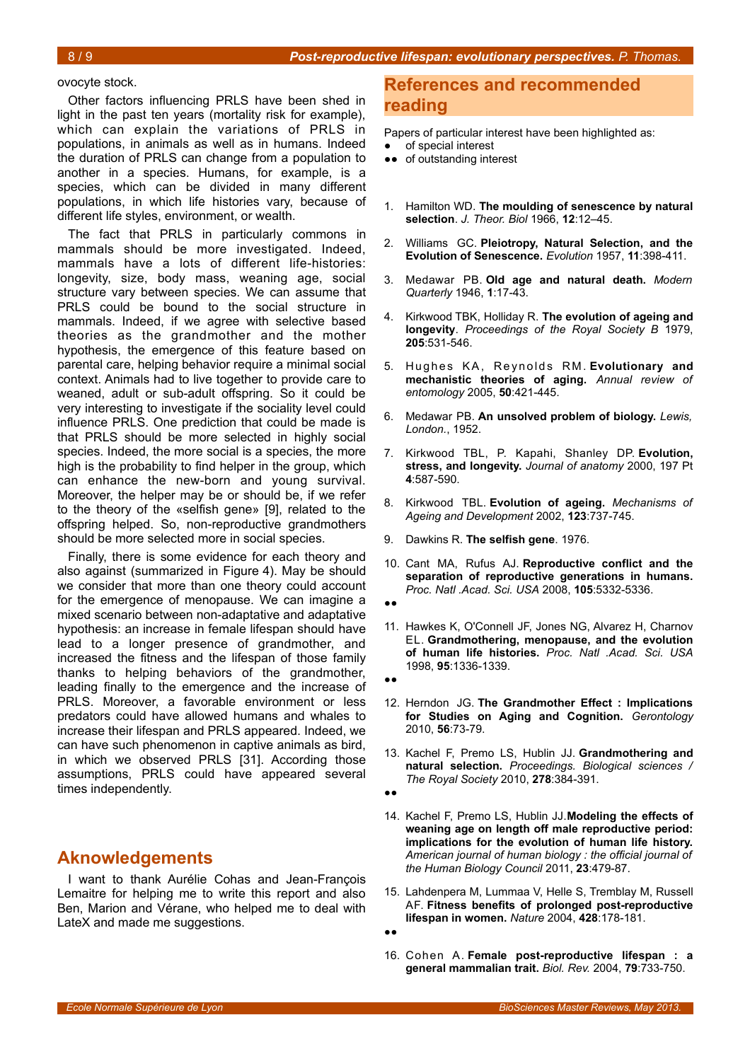ovocyte stock.

Other factors influencing PRLS have been shed in light in the past ten years (mortality risk for example), which can explain the variations of PRLS in populations, in animals as well as in humans. Indeed the duration of PRLS can change from a population to another in a species. Humans, for example, is a species, which can be divided in many different populations, in which life histories vary, because of different life styles, environment, or wealth.

The fact that PRLS in particularly commons in mammals should be more investigated. Indeed, mammals have a lots of different life-histories: longevity, size, body mass, weaning age, social structure vary between species. We can assume that PRLS could be bound to the social structure in mammals. Indeed, if we agree with selective based theories as the grandmother and the mother hypothesis, the emergence of this feature based on parental care, helping behavior require a minimal social context. Animals had to live together to provide care to weaned, adult or sub-adult offspring. So it could be very interesting to investigate if the sociality level could influence PRLS. One prediction that could be made is that PRLS should be more selected in highly social species. Indeed, the more social is a species, the more high is the probability to find helper in the group, which can enhance the new-born and young survival. Moreover, the helper may be or should be, if we refer to the theory of the «selfish gene» [9], related to the offspring helped. So, non-reproductive grandmothers should be more selected more in social species.

Finally, there is some evidence for each theory and also against (summarized in Figure 4). May be should we consider that more than one theory could account for the emergence of menopause. We can imagine a mixed scenario between non-adaptative and adaptative hypothesis: an increase in female lifespan should have lead to a longer presence of grandmother, and increased the fitness and the lifespan of those family thanks to helping behaviors of the grandmother, leading finally to the emergence and the increase of PRLS. Moreover, a favorable environment or less predators could have allowed humans and whales to increase their lifespan and PRLS appeared. Indeed, we can have such phenomenon in captive animals as bird, in which we observed PRLS [31]. According those assumptions, PRLS could have appeared several times independently.

## Aknowledgements

I want to thank Aurélie Cohas and Jean-François Lemaitre for helping me to write this report and also Ben, Marion and Vérane, who helped me to deal with LateX and made me suggestions.

## References and recommended reading

Papers of particular interest have been highlighted as:
- ● of special interest
- ●● of outstanding interest

1. Hamilton WD. **The moulding of senescence by natural selection**. *J. Theor. Biol* 1966, **12**:12–45.
2. Williams GC. **Pleiotropy, Natural Selection, and the Evolution of Senescence.** *Evolution* 1957, **11**:398-411.
3. Medawar PB. **Old age and natural death.** *Modern Quarterly* 1946, **1**:17-43.
4. Kirkwood TBK, Holliday R. **The evolution of ageing and longevity**. *Proceedings of the Royal Society B* 1979, **205**:531-546.
5. Hughes KA, Reynolds RM. **Evolutionary and mechanistic theories of aging.** *Annual review of entomology* 2005, **50**:421-445.
6. Medawar PB. **An unsolved problem of biology.** *Lewis, London.*, 1952.
7. Kirkwood TBL, P. Kapahi, Shanley DP. **Evolution, stress, and longevity.** *Journal of anatomy* 2000, 197 Pt **4**:587-590.
8. Kirkwood TBL. **Evolution of ageing.** *Mechanisms of Ageing and Development* 2002, **123**:737-745.
9. Dawkins R. **The selfish gene**. 1976.
10. Cant MA, Rufus AJ. **Reproductive conflict and the separation of reproductive generations in humans.** *Proc. Natl .Acad. Sci. USA* 2008, **105**:5332-5336.
    ●●
11. Hawkes K, O'Connell JF, Jones NG, Alvarez H, Charnov EL. **Grandmothering, menopause, and the evolution of human life histories.** *Proc. Natl .Acad. Sci. USA* 1998, **95**:1336-1339.
    ●●
12. Herndon JG. **The Grandmother Effect : Implications for Studies on Aging and Cognition.** *Gerontology* 2010, **56**:73-79.
13. Kachel F, Premo LS, Hublin JJ. **Grandmothering and natural selection.** *Proceedings. Biological sciences / The Royal Society* 2010, **278**:384-391.
    ●●
14. Kachel F, Premo LS, Hublin JJ.**Modeling the effects of weaning age on length off male reproductive period: implications for the evolution of human life history.** *American journal of human biology : the official journal of the Human Biology Council* 2011, **23**:479-87.
15. Lahdenpera M, Lummaa V, Helle S, Tremblay M, Russell AF. **Fitness benefits of prolonged post-reproductive lifespan in women.** *Nature* 2004, **428**:178-181.
    ●●
16. Cohen A. **Female post-reproductive lifespan : a general mammalian trait.** *Biol. Rev.* 2004, **79**:733-750.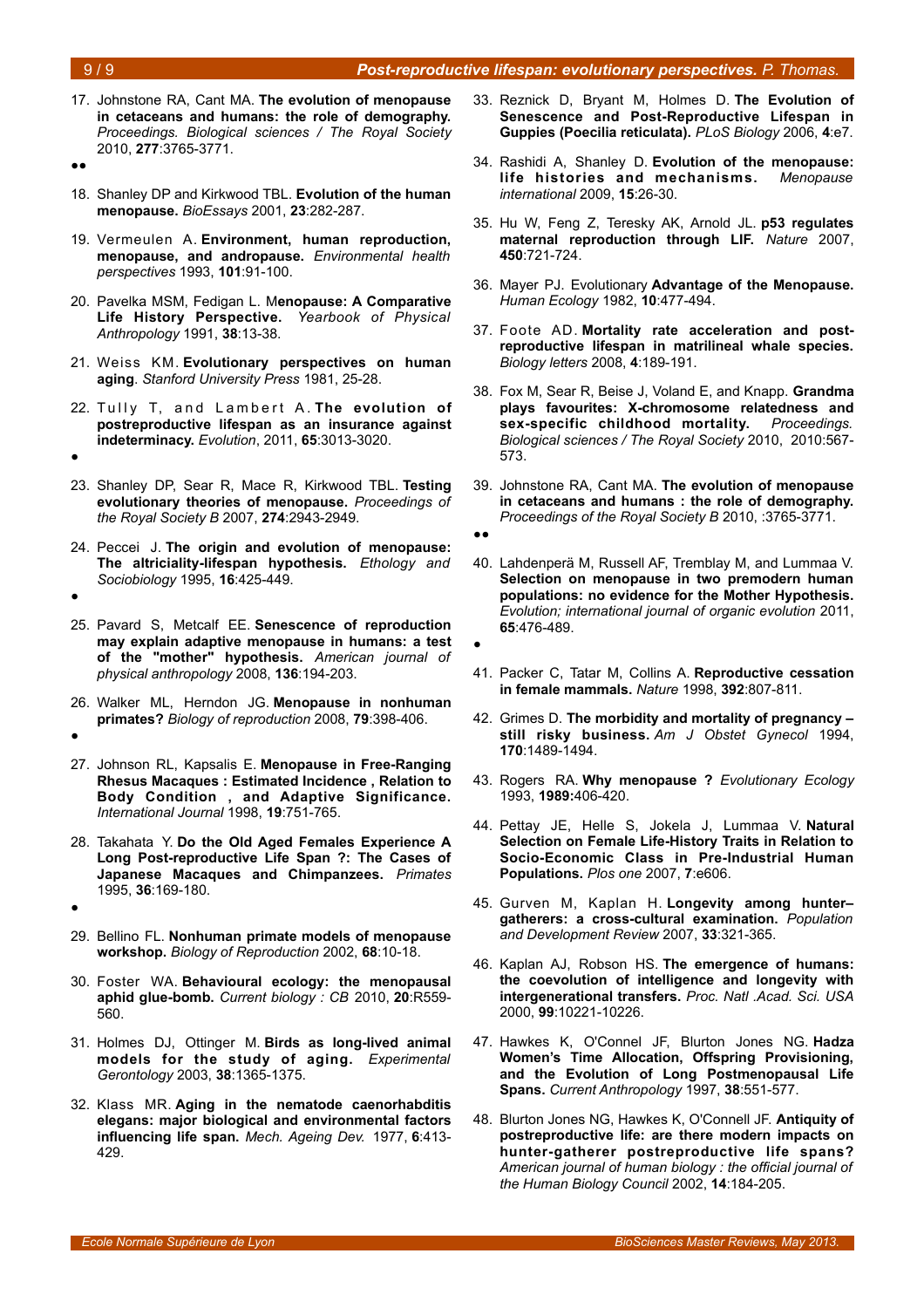17. Johnstone RA, Cant MA. **The evolution of menopause in cetaceans and humans: the role of demography.** *Proceedings. Biological sciences / The Royal Society* 2010, **277**:3765-3771.

••

18. Shanley DP and Kirkwood TBL. **Evolution of the human menopause.** *BioEssays* 2001, **23**:282-287.

19. Vermeulen A. **Environment, human reproduction, menopause, and andropause.** *Environmental health perspectives* 1993, **101**:91-100.

20. Pavelka MSM, Fedigan L. M**enopause: A Comparative Life History Perspective.** *Yearbook of Physical Anthropology* 1991, **38**:13-38.

21. Weiss KM. **Evolutionary perspectives on human aging**. *Stanford University Press* 1981, 25-28.

22. Tully T, and Lambert A. **The evolution of postreproductive lifespan as an insurance against indeterminacy.** *Evolution*, 2011, **65**:3013-3020.

•

23. Shanley DP, Sear R, Mace R, Kirkwood TBL. **Testing evolutionary theories of menopause.** *Proceedings of the Royal Society B* 2007, **274**:2943-2949.

24. Peccei J. **The origin and evolution of menopause: The altriciality-lifespan hypothesis.** *Ethology and Sociobiology* 1995, **16**:425-449.

•

25. Pavard S, Metcalf EE. **Senescence of reproduction may explain adaptive menopause in humans: a test of the "mother" hypothesis.** *American journal of physical anthropology* 2008, **136**:194-203.

26. Walker ML, Herndon JG. **Menopause in nonhuman primates?** *Biology of reproduction* 2008, **79**:398-406.

•

27. Johnson RL, Kapsalis E. **Menopause in Free-Ranging Rhesus Macaques : Estimated Incidence , Relation to Body Condition , and Adaptive Significance.** *International Journal* 1998, **19**:751-765.

28. Takahata Y. **Do the Old Aged Females Experience A Long Post-reproductive Life Span ?: The Cases of Japanese Macaques and Chimpanzees.** *Primates* 1995, **36**:169-180.

•

29. Bellino FL. **Nonhuman primate models of menopause workshop.** *Biology of Reproduction* 2002, **68**:10-18.

30. Foster WA. **Behavioural ecology: the menopausal aphid glue-bomb.** *Current biology : CB* 2010, **20**:R559-560.

31. Holmes DJ, Ottinger M. **Birds as long-lived animal models for the study of aging.** *Experimental Gerontology* 2003, **38**:1365-1375.

32. Klass MR. **Aging in the nematode caenorhabditis elegans: major biological and environmental factors influencing life span.** *Mech. Ageing Dev.* 1977, **6**:413-429.

33. Reznick D, Bryant M, Holmes D. **The Evolution of Senescence and Post-Reproductive Lifespan in Guppies (Poecilia reticulata).** *PLoS Biology* 2006, **4**:e7.

34. Rashidi A, Shanley D. **Evolution of the menopause: life histories and mechanisms.** *Menopause international* 2009, **15**:26-30.

35. Hu W, Feng Z, Teresky AK, Arnold JL. **p53 regulates maternal reproduction through LIF.** *Nature* 2007, **450**:721-724.

36. Mayer PJ. Evolutionary **Advantage of the Menopause.** *Human Ecology* 1982, **10**:477-494.

37. Foote AD. **Mortality rate acceleration and post-reproductive lifespan in matrilineal whale species.** *Biology letters* 2008, **4**:189-191.

38. Fox M, Sear R, Beise J, Voland E, and Knapp. **Grandma plays favourites: X-chromosome relatedness and sex-specific childhood mortality.** *Proceedings. Biological sciences / The Royal Society* 2010, 2010:567-573.

39. Johnstone RA, Cant MA. **The evolution of menopause in cetaceans and humans : the role of demography.** *Proceedings of the Royal Society B* 2010, :3765-3771.

••

40. Lahdenperä M, Russell AF, Tremblay M, and Lummaa V. **Selection on menopause in two premodern human populations: no evidence for the Mother Hypothesis.** *Evolution; international journal of organic evolution* 2011, **65**:476-489.

•

41. Packer C, Tatar M, Collins A. **Reproductive cessation in female mammals.** *Nature* 1998, **392**:807-811.

42. Grimes D. **The morbidity and mortality of pregnancy – still risky business.** *Am J Obstet Gynecol* 1994, **170**:1489-1494.

43. Rogers RA. **Why menopause ?** *Evolutionary Ecology* 1993, **1989:**406-420.

44. Pettay JE, Helle S, Jokela J, Lummaa V. **Natural Selection on Female Life-History Traits in Relation to Socio-Economic Class in Pre-Industrial Human Populations.** *Plos one* 2007, **7**:e606.

45. Gurven M, Kaplan H. **Longevity among hunter–gatherers: a cross-cultural examination.** *Population and Development Review* 2007, **33**:321-365.

46. Kaplan AJ, Robson HS. **The emergence of humans: the coevolution of intelligence and longevity with intergenerational transfers.** *Proc. Natl .Acad. Sci. USA* 2000, **99**:10221-10226.

47. Hawkes K, O'Connel JF, Blurton Jones NG. **Hadza Women's Time Allocation, Offspring Provisioning, and the Evolution of Long Postmenopausal Life Spans.** *Current Anthropology* 1997, **38**:551-577.

48. Blurton Jones NG, Hawkes K, O'Connell JF. **Antiquity of postreproductive life: are there modern impacts on hunter-gatherer postreproductive life spans?** *American journal of human biology : the official journal of the Human Biology Council* 2002, **14**:184-205.